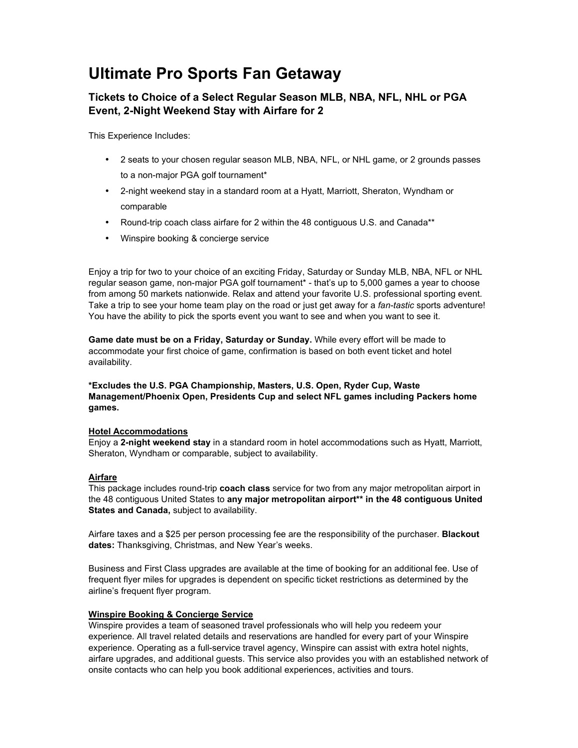# Ultimate Pro Sports Fan Getaway

## Tickets to Choice of a Select Regular Season MLB, NBA, NFL, NHL or PGA Event, 2-Night Weekend Stay with Airfare for 2

This Experience Includes:

- 2 seats to your chosen regular season MLB, NBA, NFL, or NHL game, or 2 grounds passes to a non-major PGA golf tournament*
- 2-night weekend stay in a standard room at a Hyatt, Marriott, Sheraton, Wyndham or comparable
- Round-trip coach class airfare for 2 within the 48 contiguous U.S. and Canada**
- Winspire booking & concierge service

Enjoy a trip for two to your choice of an exciting Friday, Saturday or Sunday MLB, NBA, NFL or NHL regular season game, non-major PGA golf tournament* - that's up to 5,000 games a year to choose from among 50 markets nationwide. Relax and attend your favorite U.S. professional sporting event. Take a trip to see your home team play on the road or just get away for a *fan-tastic* sports adventure! You have the ability to pick the sports event you want to see and when you want to see it.

**Game date must be on a Friday, Saturday or Sunday.** While every effort will be made to accommodate your first choice of game, confirmation is based on both event ticket and hotel availability.

**\*Excludes the U.S. PGA Championship, Masters, U.S. Open, Ryder Cup, Waste Management/Phoenix Open, Presidents Cup and select NFL games including Packers home games.**

**Hotel Accommodations**

Enjoy a **2-night weekend stay** in a standard room in hotel accommodations such as Hyatt, Marriott, Sheraton, Wyndham or comparable, subject to availability.

**Airfare**

This package includes round-trip **coach class** service for two from any major metropolitan airport in the 48 contiguous United States to **any major metropolitan airport** in the 48 contiguous United States and Canada,** subject to availability.

Airfare taxes and a $25 per person processing fee are the responsibility of the purchaser. **Blackout dates:** Thanksgiving, Christmas, and New Year's weeks.

Business and First Class upgrades are available at the time of booking for an additional fee. Use of frequent flyer miles for upgrades is dependent on specific ticket restrictions as determined by the airline's frequent flyer program.

**Winspire Booking & Concierge Service**

Winspire provides a team of seasoned travel professionals who will help you redeem your experience. All travel related details and reservations are handled for every part of your Winspire experience. Operating as a full-service travel agency, Winspire can assist with extra hotel nights, airfare upgrades, and additional guests. This service also provides you with an established network of onsite contacts who can help you book additional experiences, activities and tours.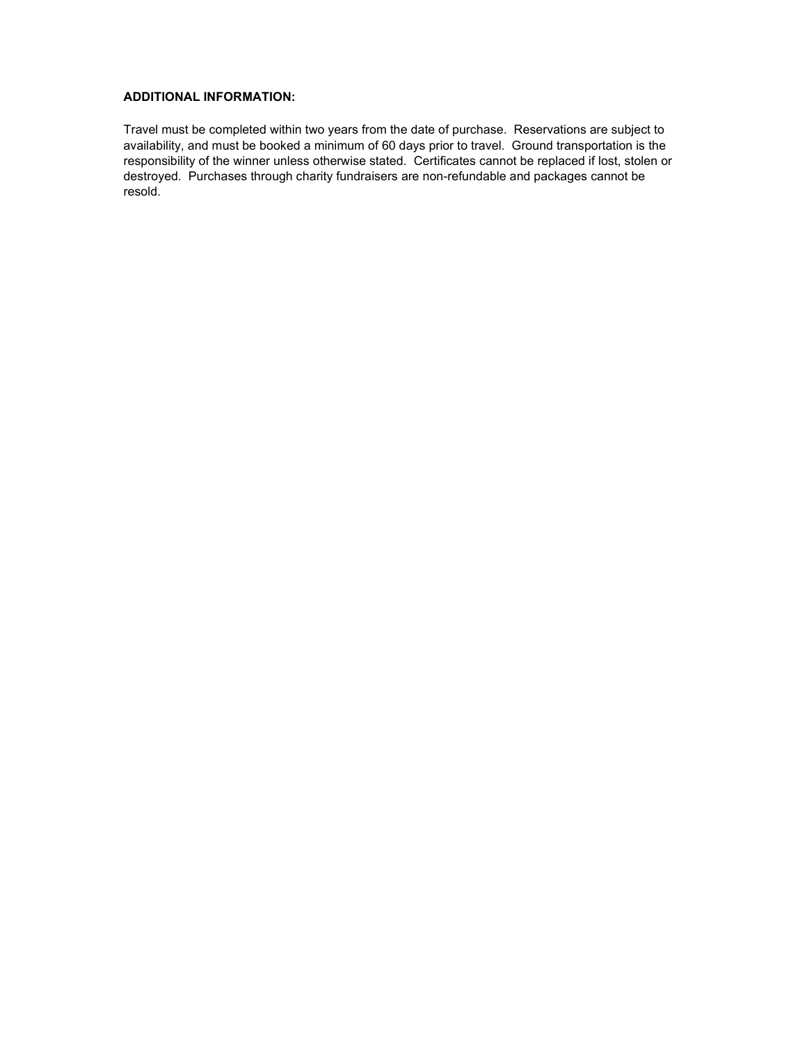**ADDITIONAL INFORMATION:**

Travel must be completed within two years from the date of purchase. Reservations are subject to availability, and must be booked a minimum of 60 days prior to travel. Ground transportation is the responsibility of the winner unless otherwise stated. Certificates cannot be replaced if lost, stolen or destroyed. Purchases through charity fundraisers are non-refundable and packages cannot be resold.